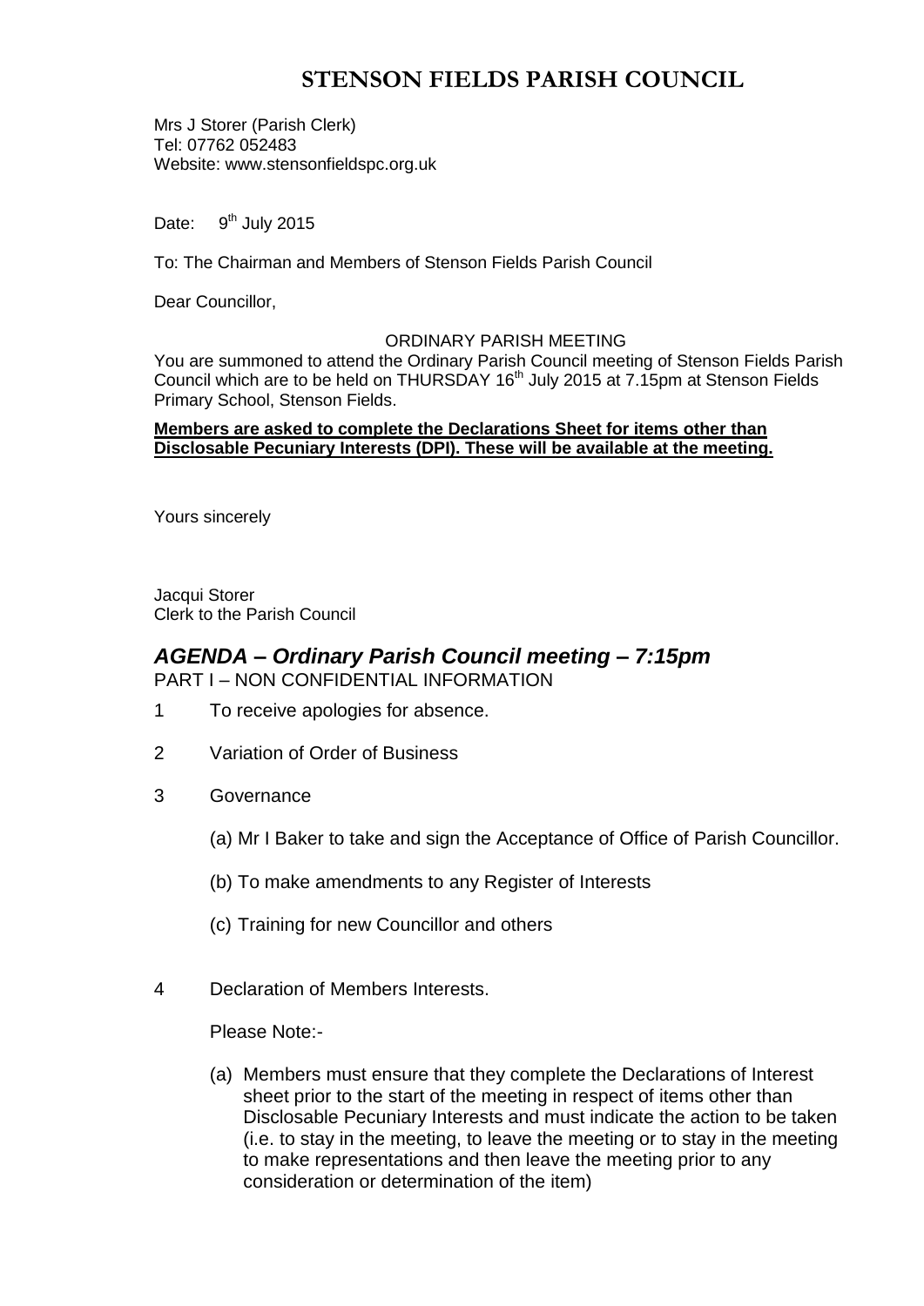# STENSON FIELDS PARISH COUNCIL

Mrs J Storer (Parish Clerk)
Tel: 07762 052483
Website: www.stensonfieldspc.org.uk

Date: 9th July 2015

To: The Chairman and Members of Stenson Fields Parish Council

Dear Councillor,

ORDINARY PARISH MEETING

You are summoned to attend the Ordinary Parish Council meeting of Stenson Fields Parish Council which are to be held on THURSDAY 16th July 2015 at 7.15pm at Stenson Fields Primary School, Stenson Fields.

**Members are asked to complete the Declarations Sheet for items other than Disclosable Pecuniary Interests (DPI). These will be available at the meeting.**

Yours sincerely

Jacqui Storer
Clerk to the Parish Council

## *AGENDA – Ordinary Parish Council meeting – 7:15pm*

PART I – NON CONFIDENTIAL INFORMATION

1 To receive apologies for absence.

2 Variation of Order of Business

3 Governance

   (a) Mr I Baker to take and sign the Acceptance of Office of Parish Councillor.

   (b) To make amendments to any Register of Interests

   (c) Training for new Councillor and others

4 Declaration of Members Interests.

   Please Note:-

   (a) Members must ensure that they complete the Declarations of Interest sheet prior to the start of the meeting in respect of items other than Disclosable Pecuniary Interests and must indicate the action to be taken (i.e. to stay in the meeting, to leave the meeting or to stay in the meeting to make representations and then leave the meeting prior to any consideration or determination of the item)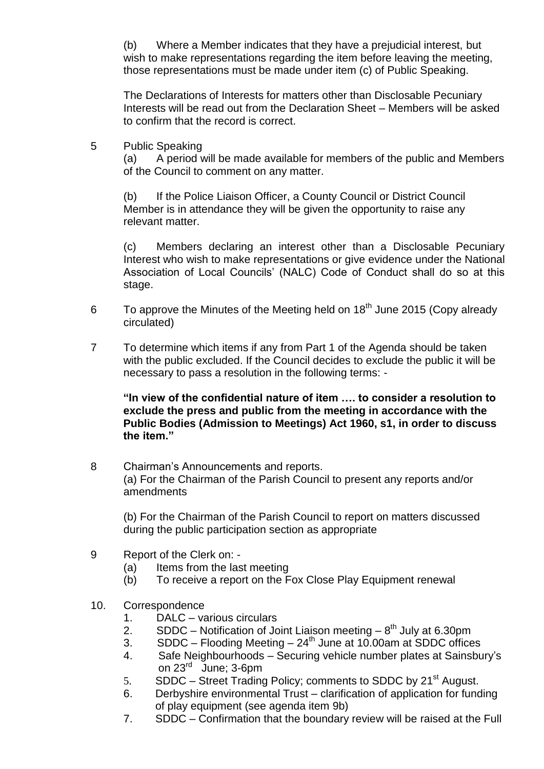(b) Where a Member indicates that they have a prejudicial interest, but wish to make representations regarding the item before leaving the meeting, those representations must be made under item (c) of Public Speaking.

The Declarations of Interests for matters other than Disclosable Pecuniary Interests will be read out from the Declaration Sheet – Members will be asked to confirm that the record is correct.

5 Public Speaking

(a) A period will be made available for members of the public and Members of the Council to comment on any matter.

(b) If the Police Liaison Officer, a County Council or District Council Member is in attendance they will be given the opportunity to raise any relevant matter.

(c) Members declaring an interest other than a Disclosable Pecuniary Interest who wish to make representations or give evidence under the National Association of Local Councils' (NALC) Code of Conduct shall do so at this stage.

6 To approve the Minutes of the Meeting held on 18th June 2015 (Copy already circulated)

7 To determine which items if any from Part 1 of the Agenda should be taken with the public excluded. If the Council decides to exclude the public it will be necessary to pass a resolution in the following terms: -

**"In view of the confidential nature of item …. to consider a resolution to exclude the press and public from the meeting in accordance with the Public Bodies (Admission to Meetings) Act 1960, s1, in order to discuss the item."**

8 Chairman's Announcements and reports.

(a) For the Chairman of the Parish Council to present any reports and/or amendments

(b) For the Chairman of the Parish Council to report on matters discussed during the public participation section as appropriate

9 Report of the Clerk on: -

(a) Items from the last meeting
(b) To receive a report on the Fox Close Play Equipment renewal

10. Correspondence

1. DALC – various circulars
2. SDDC – Notification of Joint Liaison meeting – 8th July at 6.30pm
3. SDDC – Flooding Meeting – 24th June at 10.00am at SDDC offices
4. Safe Neighbourhoods – Securing vehicle number plates at Sainsbury's on 23rd June; 3-6pm
5. SDDC – Street Trading Policy; comments to SDDC by 21st August.
6. Derbyshire environmental Trust – clarification of application for funding of play equipment (see agenda item 9b)
7. SDDC – Confirmation that the boundary review will be raised at the Full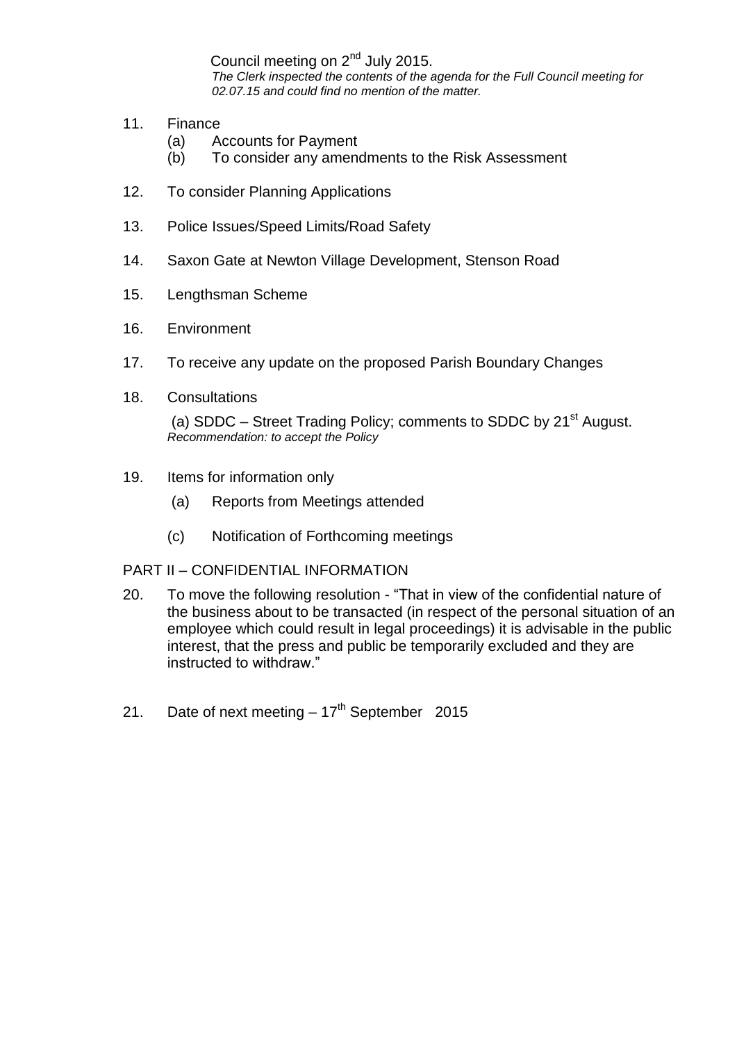Council meeting on 2nd July 2015.

*The Clerk inspected the contents of the agenda for the Full Council meeting for 02.07.15 and could find no mention of the matter.*

11. Finance
    (a) Accounts for Payment
    (b) To consider any amendments to the Risk Assessment

12. To consider Planning Applications

13. Police Issues/Speed Limits/Road Safety

14. Saxon Gate at Newton Village Development, Stenson Road

15. Lengthsman Scheme

16. Environment

17. To receive any update on the proposed Parish Boundary Changes

18. Consultations

    (a) SDDC – Street Trading Policy; comments to SDDC by 21st August.
    *Recommendation: to accept the Policy*

19. Items for information only
    (a) Reports from Meetings attended
    (c) Notification of Forthcoming meetings

PART II – CONFIDENTIAL INFORMATION

20. To move the following resolution - "That in view of the confidential nature of the business about to be transacted (in respect of the personal situation of an employee which could result in legal proceedings) it is advisable in the public interest, that the press and public be temporarily excluded and they are instructed to withdraw."

21. Date of next meeting – 17th September 2015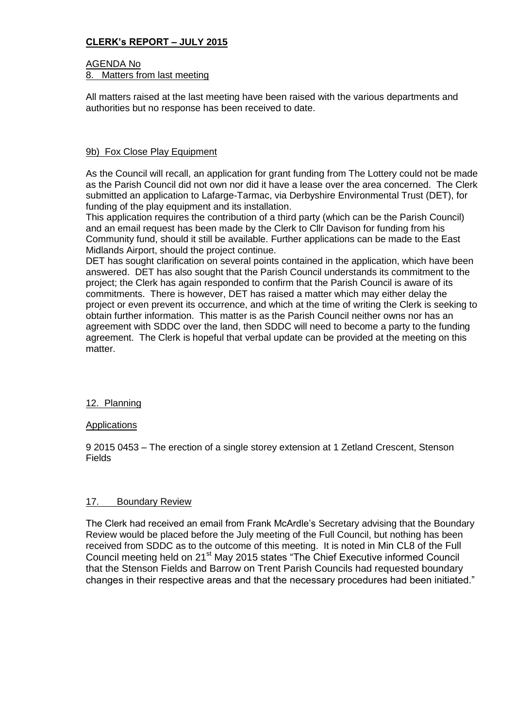# **CLERK's REPORT – JULY 2015**

AGENDA No

8. Matters from last meeting

All matters raised at the last meeting have been raised with the various departments and authorities but no response has been received to date.

9b) Fox Close Play Equipment

As the Council will recall, an application for grant funding from The Lottery could not be made as the Parish Council did not own nor did it have a lease over the area concerned. The Clerk submitted an application to Lafarge-Tarmac, via Derbyshire Environmental Trust (DET), for funding of the play equipment and its installation.

This application requires the contribution of a third party (which can be the Parish Council) and an email request has been made by the Clerk to Cllr Davison for funding from his Community fund, should it still be available. Further applications can be made to the East Midlands Airport, should the project continue.

DET has sought clarification on several points contained in the application, which have been answered. DET has also sought that the Parish Council understands its commitment to the project; the Clerk has again responded to confirm that the Parish Council is aware of its commitments. There is however, DET has raised a matter which may either delay the project or even prevent its occurrence, and which at the time of writing the Clerk is seeking to obtain further information. This matter is as the Parish Council neither owns nor has an agreement with SDDC over the land, then SDDC will need to become a party to the funding agreement. The Clerk is hopeful that verbal update can be provided at the meeting on this matter.

12. Planning

Applications

9 2015 0453 – The erection of a single storey extension at 1 Zetland Crescent, Stenson Fields

17. Boundary Review

The Clerk had received an email from Frank McArdle's Secretary advising that the Boundary Review would be placed before the July meeting of the Full Council, but nothing has been received from SDDC as to the outcome of this meeting. It is noted in Min CL8 of the Full Council meeting held on 21st May 2015 states "The Chief Executive informed Council that the Stenson Fields and Barrow on Trent Parish Councils had requested boundary changes in their respective areas and that the necessary procedures had been initiated."